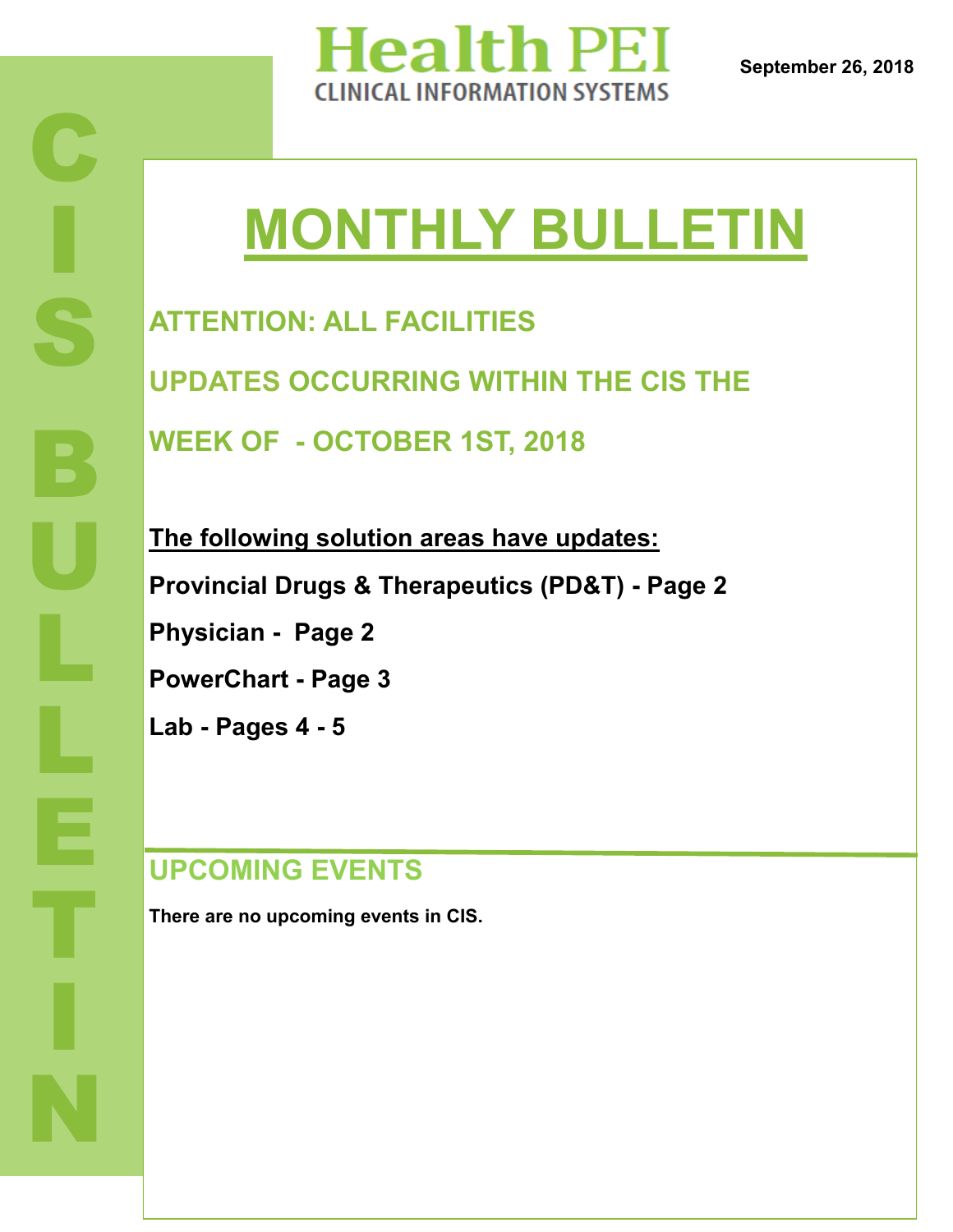# Health PEI

CLINICAL INFORMATION SYSTEMS

**September 26, 2018**

CIS BULLETIN

# MONTHLY BULLETIN

## ATTENTION: ALL FACILITIES

## UPDATES OCCURRING WITHIN THE CIS THE WEEK OF - OCTOBER 1ST, 2018

**The following solution areas have updates:**

**Provincial Drugs & Therapeutics (PD&T) - Page 2**

**Physician - Page 2**

**PowerChart - Page 3**

**Lab - Pages 4 - 5**

## UPCOMING EVENTS

**There are no upcoming events in CIS.**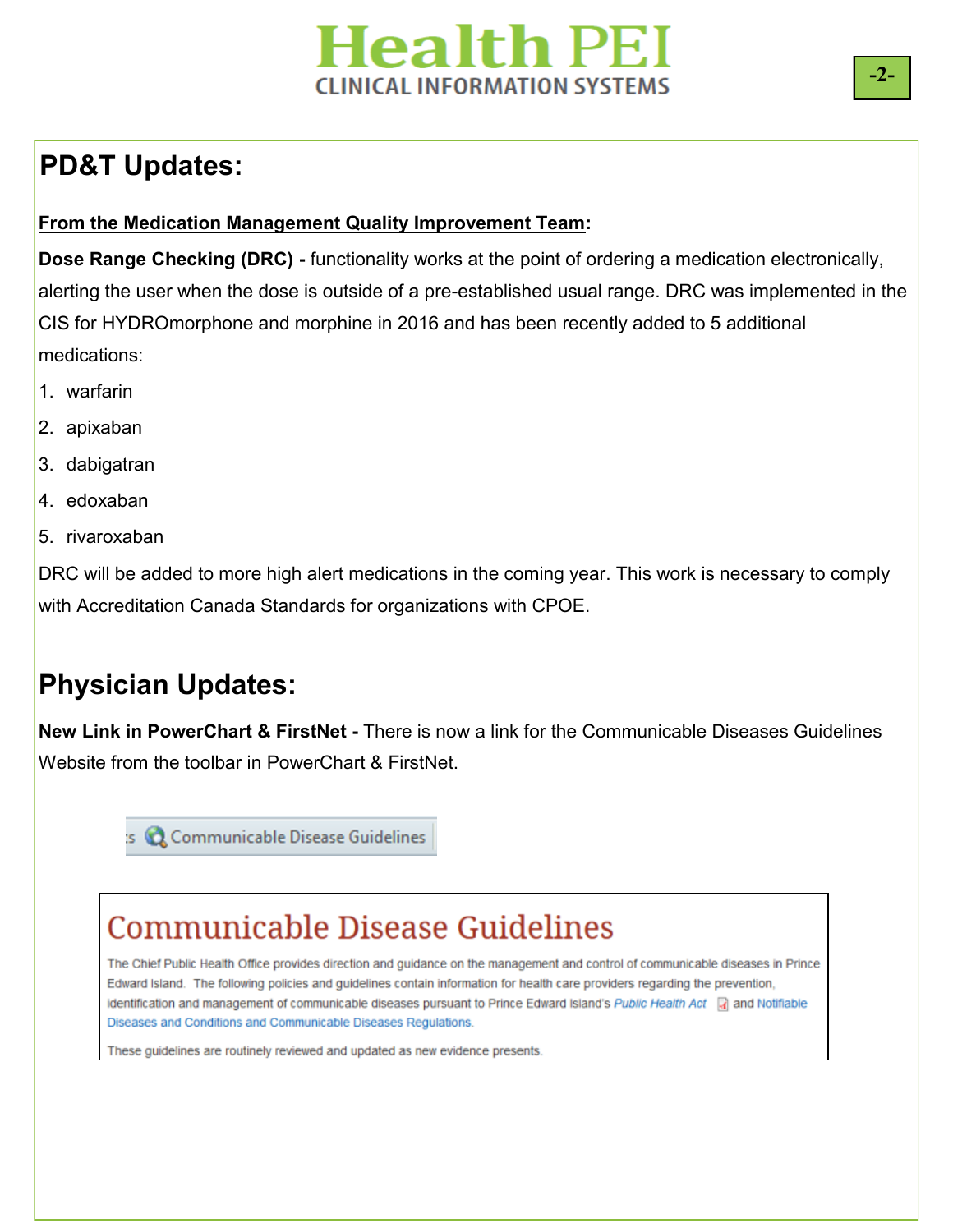## PD&T Updates:

**From the Medication Management Quality Improvement Team:**

**Dose Range Checking (DRC) -** functionality works at the point of ordering a medication electronically, alerting the user when the dose is outside of a pre-established usual range. DRC was implemented in the CIS for HYDROmorphone and morphine in 2016 and has been recently added to 5 additional medications:

1. warfarin
2. apixaban
3. dabigatran
4. edoxaban
5. rivaroxaban

DRC will be added to more high alert medications in the coming year. This work is necessary to comply with Accreditation Canada Standards for organizations with CPOE.

## Physician Updates:

**New Link in PowerChart & FirstNet -** There is now a link for the Communicable Diseases Guidelines Website from the toolbar in PowerChart & FirstNet.

Communicable Disease Guidelines

Communicable Disease Guidelines

The Chief Public Health Office provides direction and guidance on the management and control of communicable diseases in Prince Edward Island. The following policies and guidelines contain information for health care providers regarding the prevention, identification and management of communicable diseases pursuant to Prince Edward Island's *Public Health Act* and Notifiable Diseases and Conditions and Communicable Diseases Regulations.

These guidelines are routinely reviewed and updated as new evidence presents.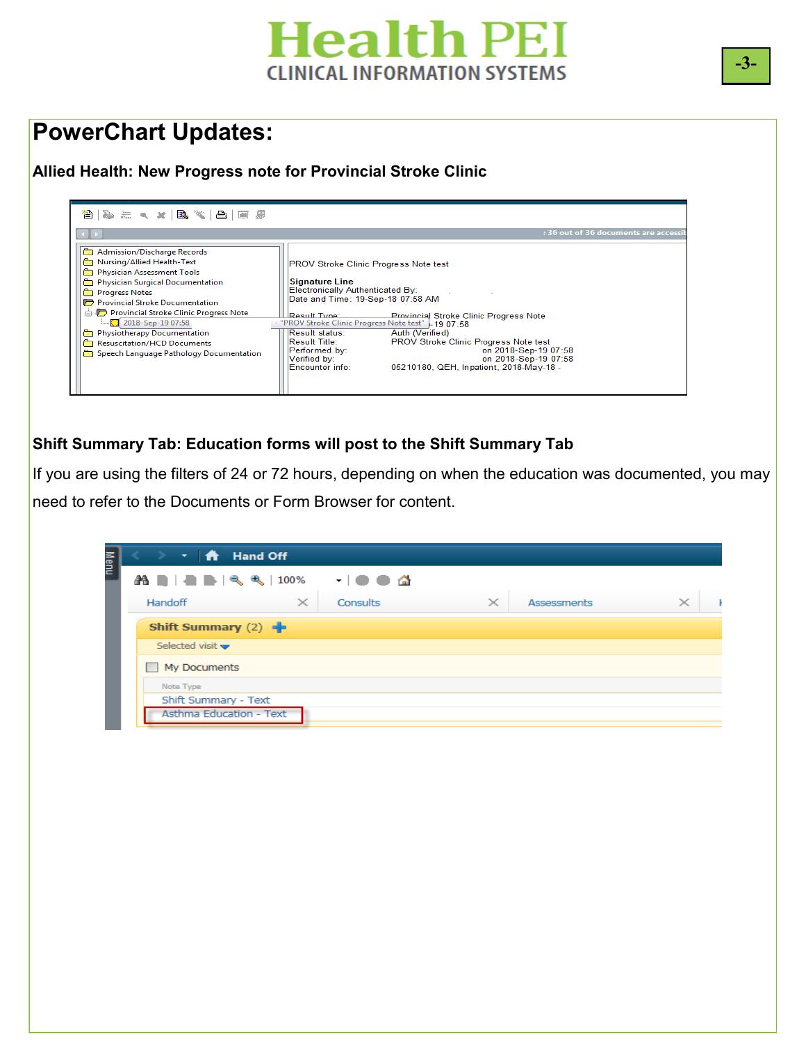# PowerChart Updates:

### Allied Health: New Progress note for Provincial Stroke Clinic

### Shift Summary Tab: Education forms will post to the Shift Summary Tab

If you are using the filters of 24 or 72 hours, depending on when the education was documented, you may need to refer to the Documents or Form Browser for content.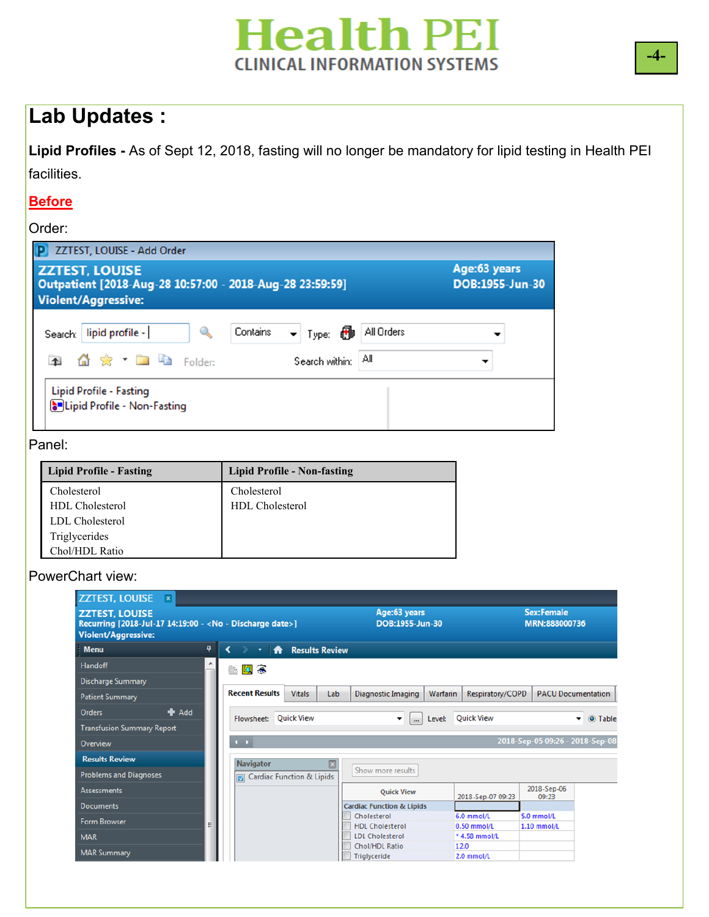# Lab Updates :

**Lipid Profiles -** As of Sept 12, 2018, fasting will no longer be mandatory for lipid testing in Health PEI facilities.

**Before**

Order:

ZZTEST, LOUISE - Add Order

ZZTEST, LOUISE
Outpatient [2018-Aug-28 10:57:00 - 2018-Aug-28 23:59:59]
Violent/Aggressive:

Age:63 years
DOB:1955-Jun-30

Search: lipid profile - | Contains | Type: All Orders

Folder: | Search within: All

Lipid Profile - Fasting
Lipid Profile - Non-Fasting

Panel:

| Lipid Profile - Fasting | Lipid Profile - Non-fasting |
|---|---|
| Cholesterol<br>HDL Cholesterol<br>LDL Cholesterol<br>Triglycerides<br>Chol/HDL Ratio | Cholesterol<br>HDL Cholesterol |

PowerChart view:

ZZTEST, LOUISE
Recurring [2018-Jul-17 14:19:00 - <No - Discharge date>]
Violent/Aggressive:

Age:63 years
DOB:1955-Jun-30

Sex:Female
MRN:888000736

Menu: Handoff, Discharge Summary, Patient Summary, Orders, Transfusion Summary Report, Overview, Results Review, Problems and Diagnoses, Assessments, Documents, Form Browser, MAR, MAR Summary

Results Review

Recent Results | Vitals | Lab | Diagnostic Imaging | Warfarin | Respiratory/COPD | PACU Documentation

Flowsheet: Quick View | Level: Quick View | Table

2018-Sep-05 09:26 - 2018-Sep-08

Navigator: Cardiac Function & Lipids

Show more results

| Quick View | 2018-Sep-07 09:23 | 2018-Sep-06 09:23 |
|---|---|---|
| Cardiac Function & Lipids | | |
| Cholesterol | 6.0 mmol/L | 5.0 mmol/L |
| HDL Cholesterol | 0.50 mmol/L | 1.10 mmol/L |
| LDL Cholesterol | * 4.58 mmol/L | |
| Chol/HDL Ratio | 12.0 | |
| Triglyceride | 2.0 mmol/L | |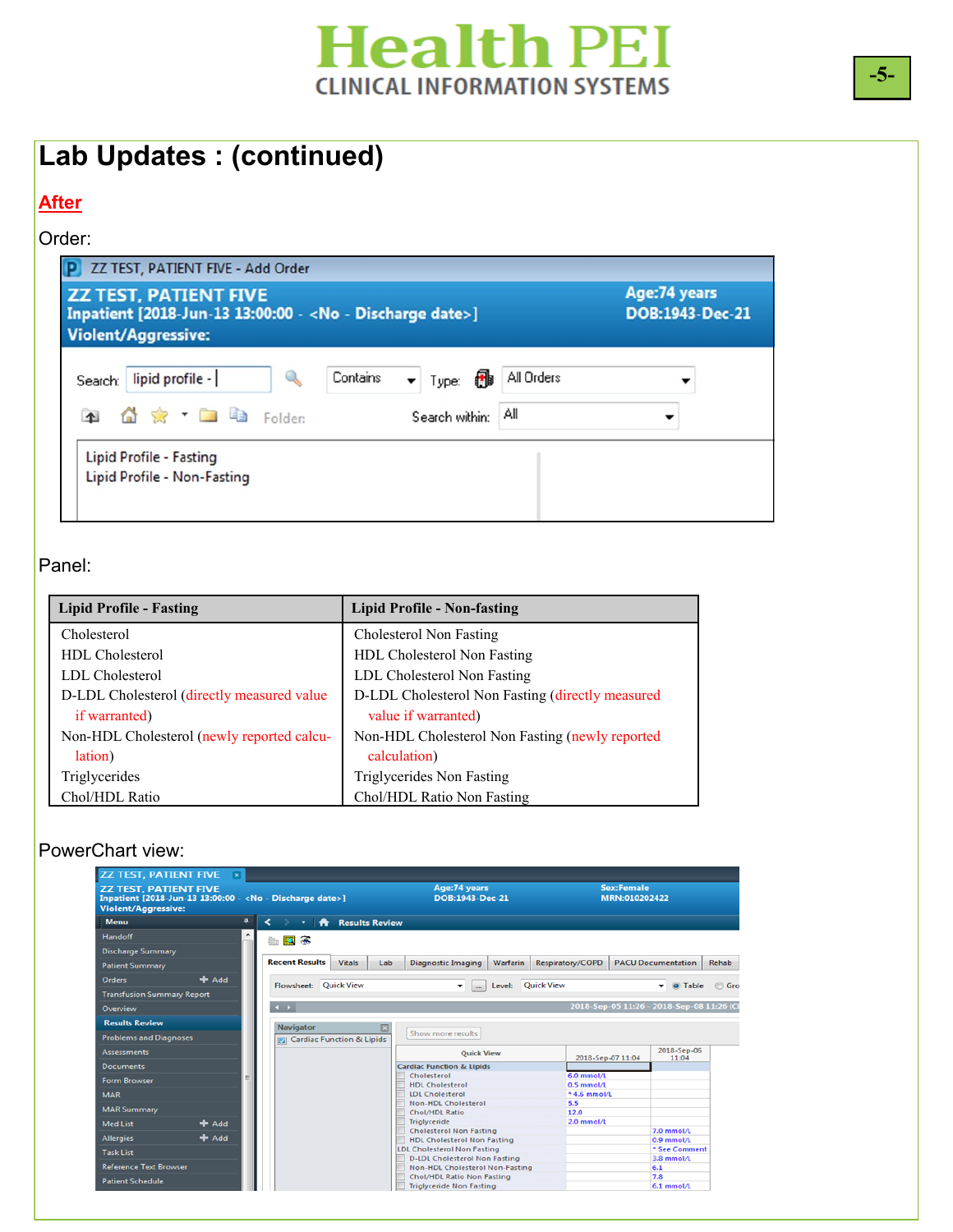# Lab Updates : (continued)

**After**

Order:

ZZ TEST, PATIENT FIVE - Add Order

ZZ TEST, PATIENT FIVE
Inpatient [2018-Jun-13 13:00:00 - <No - Discharge date>]
Violent/Aggressive:
Age:74 years
DOB:1943-Dec-21

Search: lipid profile - | Contains | Type: All Orders
Folder: Search within: All

Lipid Profile - Fasting
Lipid Profile - Non-Fasting

Panel:

| Lipid Profile - Fasting | Lipid Profile - Non-fasting |
|---|---|
| Cholesterol | Cholesterol Non Fasting |
| HDL Cholesterol | HDL Cholesterol Non Fasting |
| LDL Cholesterol | LDL Cholesterol Non Fasting |
| D-LDL Cholesterol (directly measured value if warranted) | D-LDL Cholesterol Non Fasting (directly measured value if warranted) |
| Non-HDL Cholesterol (newly reported calculation) | Non-HDL Cholesterol Non Fasting (newly reported calculation) |
| Triglycerides | Triglycerides Non Fasting |
| Chol/HDL Ratio | Chol/HDL Ratio Non Fasting |

PowerChart view:

ZZ TEST, PATIENT FIVE
Inpatient [2018-Jun-13 13:00:00 - <No - Discharge date>]
Violent/Aggressive:
Age:74 years
DOB:1943-Dec-21
Sex:Female
MRN:010202422

Menu: Handoff, Discharge Summary, Patient Summary, Orders (+ Add), Transfusion Summary Report, Overview, Results Review, Problems and Diagnoses, Assessments, Documents, Form Browser, MAR, MAR Summary, Med List (+ Add), Allergies (+ Add), Task List, Reference Text Browser, Patient Schedule

Results Review

Recent Results | Vitals | Lab | Diagnostic Imaging | Warfarin | Respiratory/COPD | PACU Documentation | Rehab

Flowsheet: Quick View | Level: Quick View | Table

2018-Sep-05 11:26 - 2018-Sep-08 11:26

Navigator: Cardiac Function & Lipids

Show more results

| Quick View | 2018-Sep-07 11:04 | 2018-Sep-06 11:04 |
|---|---|---|
| Cardiac Function & Lipids | | |
| Cholesterol | 6.0 mmol/L | |
| HDL Cholesterol | 0.5 mmol/L | |
| LDL Cholesterol | * 4.6 mmol/L | |
| Non-HDL Cholesterol | 5.5 | |
| Chol/HDL Ratio | 12.0 | |
| Triglyceride | 2.0 mmol/L | |
| Cholesterol Non Fasting | | 7.0 mmol/L |
| HDL Cholesterol Non Fasting | | 0.9 mmol/L |
| LDL Cholesterol Non Fasting | | * See Comment |
| D-LDL Cholesterol Non Fasting | | 3.8 mmol/L |
| Non-HDL Cholesterol Non-Fasting | | 6.1 |
| Chol/HDL Ratio Non Fasting | | 7.8 |
| Triglyceride Non Fasting | | 6.1 mmol/L |